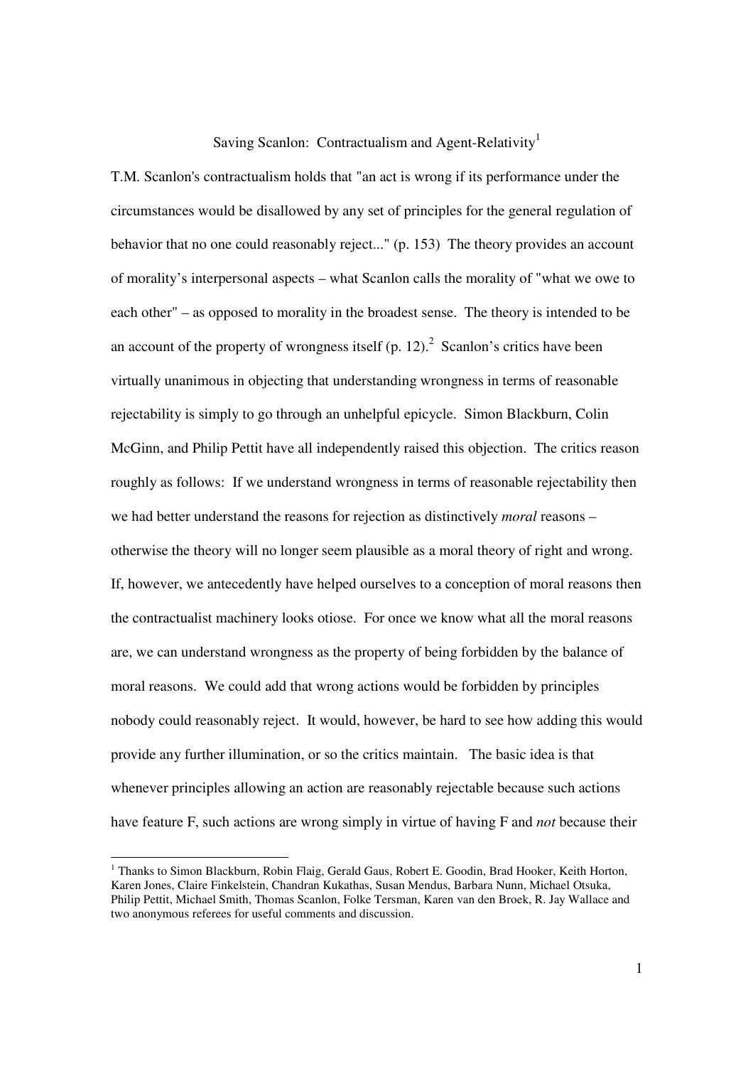# Saving Scanlon: Contractualism and Agent-Relativity[1]

T.M. Scanlon's contractualism holds that "an act is wrong if its performance under the circumstances would be disallowed by any set of principles for the general regulation of behavior that no one could reasonably reject..." (p. 153) The theory provides an account of morality's interpersonal aspects – what Scanlon calls the morality of "what we owe to each other" – as opposed to morality in the broadest sense. The theory is intended to be an account of the property of wrongness itself (p. 12).[2] Scanlon's critics have been virtually unanimous in objecting that understanding wrongness in terms of reasonable rejectability is simply to go through an unhelpful epicycle. Simon Blackburn, Colin McGinn, and Philip Pettit have all independently raised this objection. The critics reason roughly as follows: If we understand wrongness in terms of reasonable rejectability then we had better understand the reasons for rejection as distinctively *moral* reasons – otherwise the theory will no longer seem plausible as a moral theory of right and wrong. If, however, we antecedently have helped ourselves to a conception of moral reasons then the contractualist machinery looks otiose. For once we know what all the moral reasons are, we can understand wrongness as the property of being forbidden by the balance of moral reasons. We could add that wrong actions would be forbidden by principles nobody could reasonably reject. It would, however, be hard to see how adding this would provide any further illumination, or so the critics maintain. The basic idea is that whenever principles allowing an action are reasonably rejectable because such actions have feature F, such actions are wrong simply in virtue of having F and *not* because their

---

[1] Thanks to Simon Blackburn, Robin Flaig, Gerald Gaus, Robert E. Goodin, Brad Hooker, Keith Horton, Karen Jones, Claire Finkelstein, Chandran Kukathas, Susan Mendus, Barbara Nunn, Michael Otsuka, Philip Pettit, Michael Smith, Thomas Scanlon, Folke Tersman, Karen van den Broek, R. Jay Wallace and two anonymous referees for useful comments and discussion.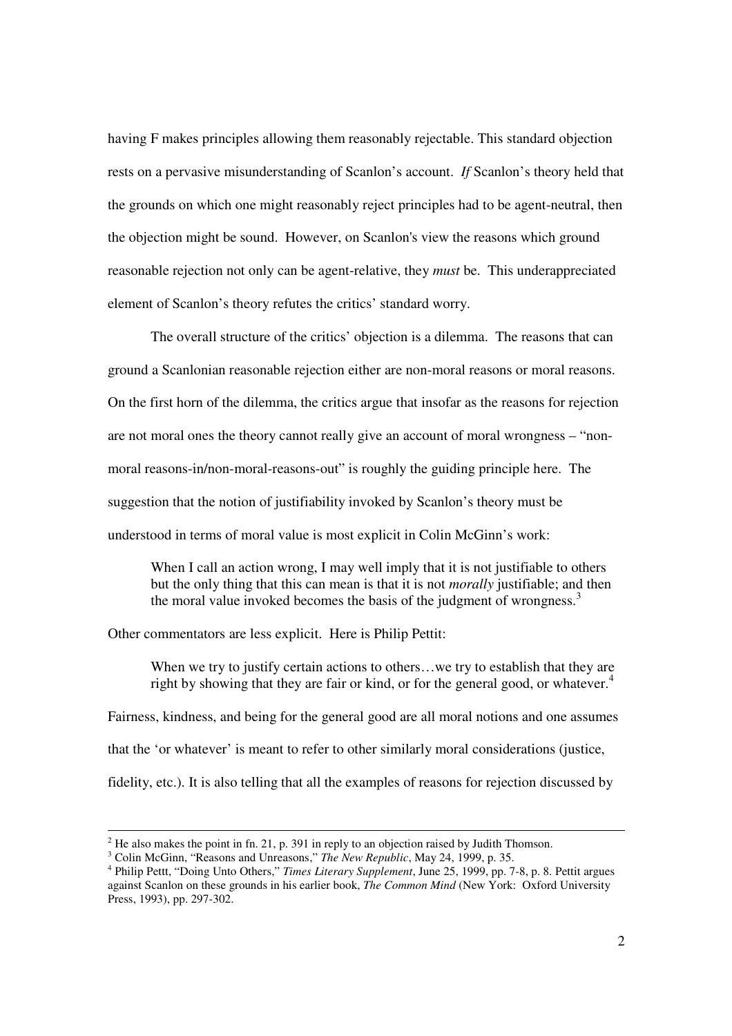having F makes principles allowing them reasonably rejectable. This standard objection rests on a pervasive misunderstanding of Scanlon's account. *If* Scanlon's theory held that the grounds on which one might reasonably reject principles had to be agent-neutral, then the objection might be sound. However, on Scanlon's view the reasons which ground reasonable rejection not only can be agent-relative, they *must* be. This underappreciated element of Scanlon's theory refutes the critics' standard worry.

The overall structure of the critics' objection is a dilemma. The reasons that can ground a Scanlonian reasonable rejection either are non-moral reasons or moral reasons. On the first horn of the dilemma, the critics argue that insofar as the reasons for rejection are not moral ones the theory cannot really give an account of moral wrongness – "non-moral reasons-in/non-moral-reasons-out" is roughly the guiding principle here. The suggestion that the notion of justifiability invoked by Scanlon's theory must be understood in terms of moral value is most explicit in Colin McGinn's work:

> When I call an action wrong, I may well imply that it is not justifiable to others but the only thing that this can mean is that it is not *morally* justifiable; and then the moral value invoked becomes the basis of the judgment of wrongness.[3]

Other commentators are less explicit. Here is Philip Pettit:

> When we try to justify certain actions to others…we try to establish that they are right by showing that they are fair or kind, or for the general good, or whatever.[4]

Fairness, kindness, and being for the general good are all moral notions and one assumes that the 'or whatever' is meant to refer to other similarly moral considerations (justice, fidelity, etc.). It is also telling that all the examples of reasons for rejection discussed by

---

[2] He also makes the point in fn. 21, p. 391 in reply to an objection raised by Judith Thomson.

[3] Colin McGinn, "Reasons and Unreasons," *The New Republic*, May 24, 1999, p. 35.

[4] Philip Pettt, "Doing Unto Others," *Times Literary Supplement*, June 25, 1999, pp. 7-8, p. 8. Pettit argues against Scanlon on these grounds in his earlier book, *The Common Mind* (New York: Oxford University Press, 1993), pp. 297-302.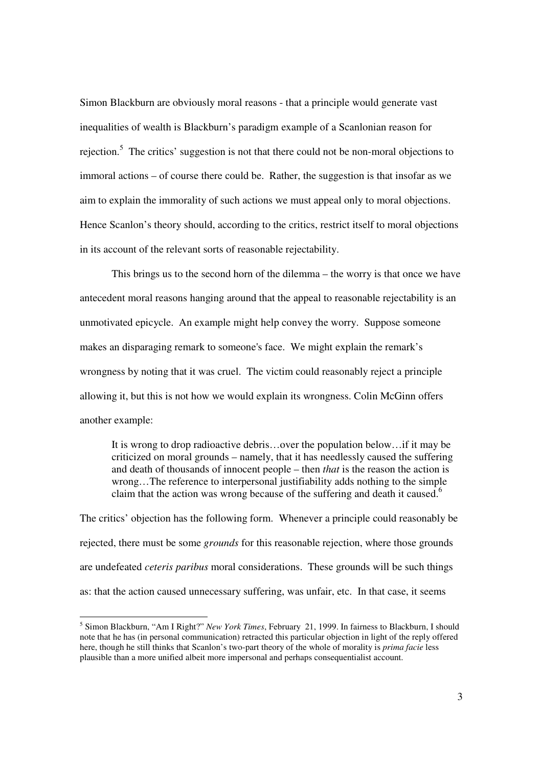Simon Blackburn are obviously moral reasons - that a principle would generate vast inequalities of wealth is Blackburn's paradigm example of a Scanlonian reason for rejection.[5] The critics' suggestion is not that there could not be non-moral objections to immoral actions – of course there could be. Rather, the suggestion is that insofar as we aim to explain the immorality of such actions we must appeal only to moral objections. Hence Scanlon's theory should, according to the critics, restrict itself to moral objections in its account of the relevant sorts of reasonable rejectability.

This brings us to the second horn of the dilemma – the worry is that once we have antecedent moral reasons hanging around that the appeal to reasonable rejectability is an unmotivated epicycle. An example might help convey the worry. Suppose someone makes an disparaging remark to someone's face. We might explain the remark's wrongness by noting that it was cruel. The victim could reasonably reject a principle allowing it, but this is not how we would explain its wrongness. Colin McGinn offers another example:

> It is wrong to drop radioactive debris…over the population below…if it may be criticized on moral grounds – namely, that it has needlessly caused the suffering and death of thousands of innocent people – then *that* is the reason the action is wrong…The reference to interpersonal justifiability adds nothing to the simple claim that the action was wrong because of the suffering and death it caused.[6]

The critics' objection has the following form. Whenever a principle could reasonably be rejected, there must be some *grounds* for this reasonable rejection, where those grounds are undefeated *ceteris paribus* moral considerations. These grounds will be such things as: that the action caused unnecessary suffering, was unfair, etc. In that case, it seems

[5] Simon Blackburn, "Am I Right?" *New York Times*, February 21, 1999. In fairness to Blackburn, I should note that he has (in personal communication) retracted this particular objection in light of the reply offered here, though he still thinks that Scanlon's two-part theory of the whole of morality is *prima facie* less plausible than a more unified albeit more impersonal and perhaps consequentialist account.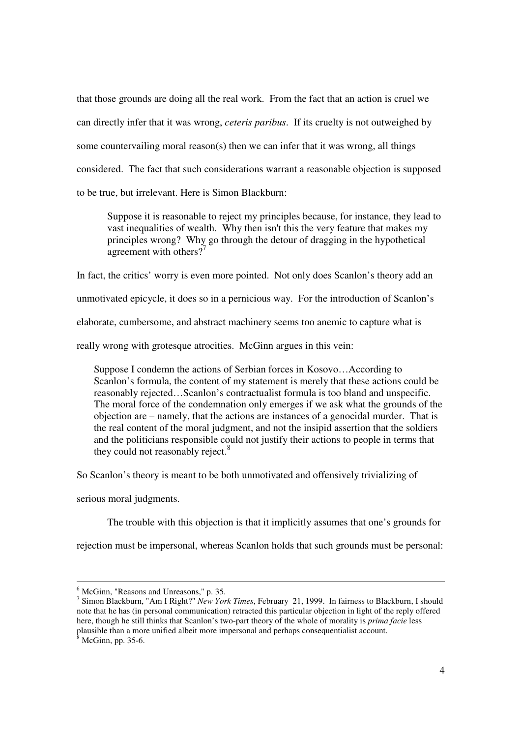that those grounds are doing all the real work. From the fact that an action is cruel we can directly infer that it was wrong, *ceteris paribus*. If its cruelty is not outweighed by some countervailing moral reason(s) then we can infer that it was wrong, all things considered. The fact that such considerations warrant a reasonable objection is supposed to be true, but irrelevant. Here is Simon Blackburn:

> Suppose it is reasonable to reject my principles because, for instance, they lead to vast inequalities of wealth. Why then isn't this the very feature that makes my principles wrong? Why go through the detour of dragging in the hypothetical agreement with others?[7]

In fact, the critics' worry is even more pointed. Not only does Scanlon's theory add an unmotivated epicycle, it does so in a pernicious way. For the introduction of Scanlon's elaborate, cumbersome, and abstract machinery seems too anemic to capture what is really wrong with grotesque atrocities. McGinn argues in this vein:

> Suppose I condemn the actions of Serbian forces in Kosovo…According to Scanlon's formula, the content of my statement is merely that these actions could be reasonably rejected…Scanlon's contractualist formula is too bland and unspecific. The moral force of the condemnation only emerges if we ask what the grounds of the objection are – namely, that the actions are instances of a genocidal murder. That is the real content of the moral judgment, and not the insipid assertion that the soldiers and the politicians responsible could not justify their actions to people in terms that they could not reasonably reject.[8]

So Scanlon's theory is meant to be both unmotivated and offensively trivializing of serious moral judgments.

The trouble with this objection is that it implicitly assumes that one's grounds for rejection must be impersonal, whereas Scanlon holds that such grounds must be personal:

---

[6] McGinn, "Reasons and Unreasons," p. 35.

[7] Simon Blackburn, "Am I Right?" *New York Times*, February 21, 1999. In fairness to Blackburn, I should note that he has (in personal communication) retracted this particular objection in light of the reply offered here, though he still thinks that Scanlon's two-part theory of the whole of morality is *prima facie* less plausible than a more unified albeit more impersonal and perhaps consequentialist account.

[8] McGinn, pp. 35-6.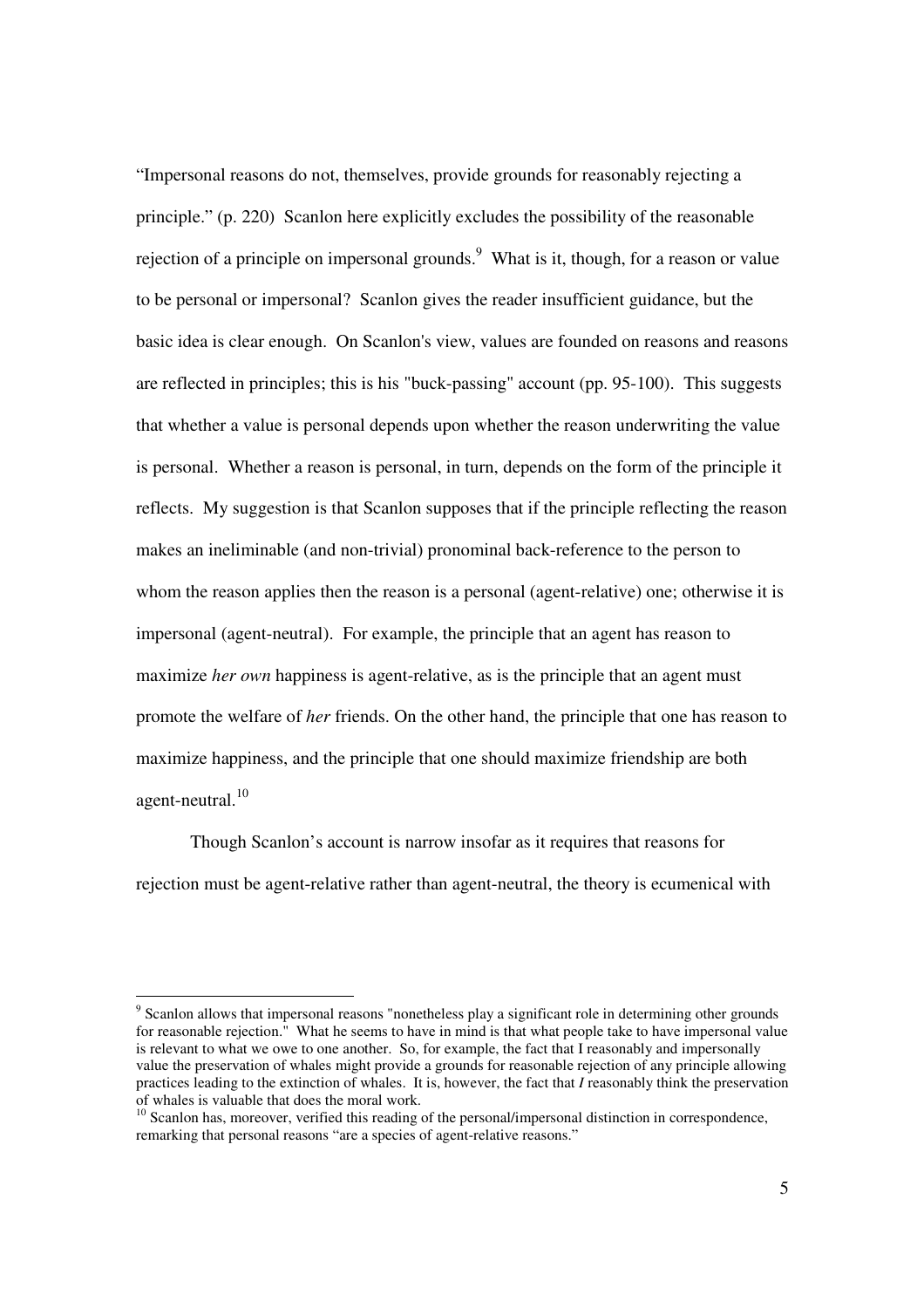"Impersonal reasons do not, themselves, provide grounds for reasonably rejecting a principle." (p. 220) Scanlon here explicitly excludes the possibility of the reasonable rejection of a principle on impersonal grounds.[9] What is it, though, for a reason or value to be personal or impersonal? Scanlon gives the reader insufficient guidance, but the basic idea is clear enough. On Scanlon's view, values are founded on reasons and reasons are reflected in principles; this is his "buck-passing" account (pp. 95-100). This suggests that whether a value is personal depends upon whether the reason underwriting the value is personal. Whether a reason is personal, in turn, depends on the form of the principle it reflects. My suggestion is that Scanlon supposes that if the principle reflecting the reason makes an ineliminable (and non-trivial) pronominal back-reference to the person to whom the reason applies then the reason is a personal (agent-relative) one; otherwise it is impersonal (agent-neutral). For example, the principle that an agent has reason to maximize *her own* happiness is agent-relative, as is the principle that an agent must promote the welfare of *her* friends. On the other hand, the principle that one has reason to maximize happiness, and the principle that one should maximize friendship are both agent-neutral.[10]

Though Scanlon's account is narrow insofar as it requires that reasons for rejection must be agent-relative rather than agent-neutral, the theory is ecumenical with

[9] Scanlon allows that impersonal reasons "nonetheless play a significant role in determining other grounds for reasonable rejection." What he seems to have in mind is that what people take to have impersonal value is relevant to what we owe to one another. So, for example, the fact that I reasonably and impersonally value the preservation of whales might provide a grounds for reasonable rejection of any principle allowing practices leading to the extinction of whales. It is, however, the fact that *I* reasonably think the preservation of whales is valuable that does the moral work.

[10] Scanlon has, moreover, verified this reading of the personal/impersonal distinction in correspondence, remarking that personal reasons "are a species of agent-relative reasons."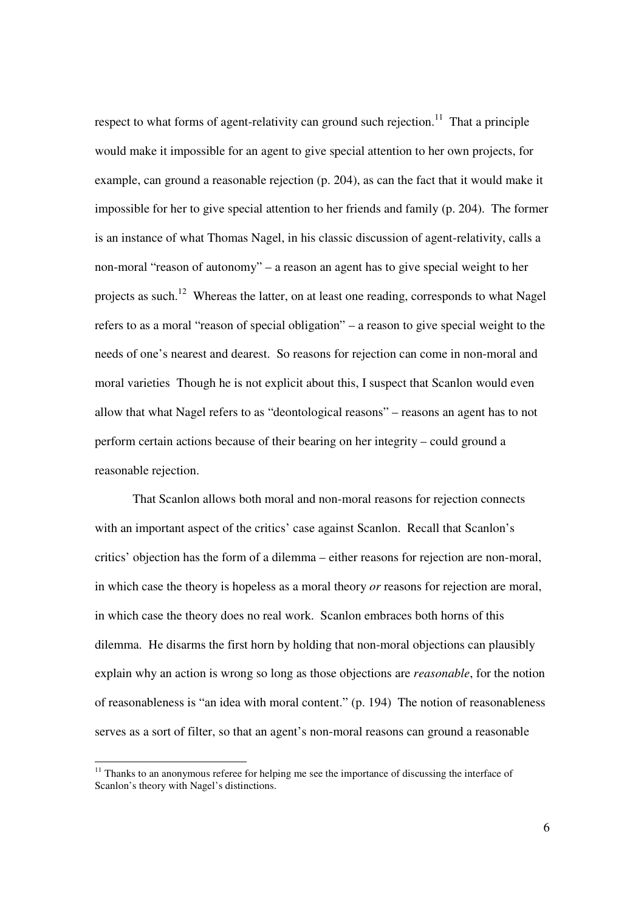respect to what forms of agent-relativity can ground such rejection.[11] That a principle would make it impossible for an agent to give special attention to her own projects, for example, can ground a reasonable rejection (p. 204), as can the fact that it would make it impossible for her to give special attention to her friends and family (p. 204). The former is an instance of what Thomas Nagel, in his classic discussion of agent-relativity, calls a non-moral "reason of autonomy" – a reason an agent has to give special weight to her projects as such.[12] Whereas the latter, on at least one reading, corresponds to what Nagel refers to as a moral "reason of special obligation" – a reason to give special weight to the needs of one's nearest and dearest. So reasons for rejection can come in non-moral and moral varieties Though he is not explicit about this, I suspect that Scanlon would even allow that what Nagel refers to as "deontological reasons" – reasons an agent has to not perform certain actions because of their bearing on her integrity – could ground a reasonable rejection.

That Scanlon allows both moral and non-moral reasons for rejection connects with an important aspect of the critics' case against Scanlon. Recall that Scanlon's critics' objection has the form of a dilemma – either reasons for rejection are non-moral, in which case the theory is hopeless as a moral theory *or* reasons for rejection are moral, in which case the theory does no real work. Scanlon embraces both horns of this dilemma. He disarms the first horn by holding that non-moral objections can plausibly explain why an action is wrong so long as those objections are *reasonable*, for the notion of reasonableness is "an idea with moral content." (p. 194) The notion of reasonableness serves as a sort of filter, so that an agent's non-moral reasons can ground a reasonable

[11] Thanks to an anonymous referee for helping me see the importance of discussing the interface of Scanlon's theory with Nagel's distinctions.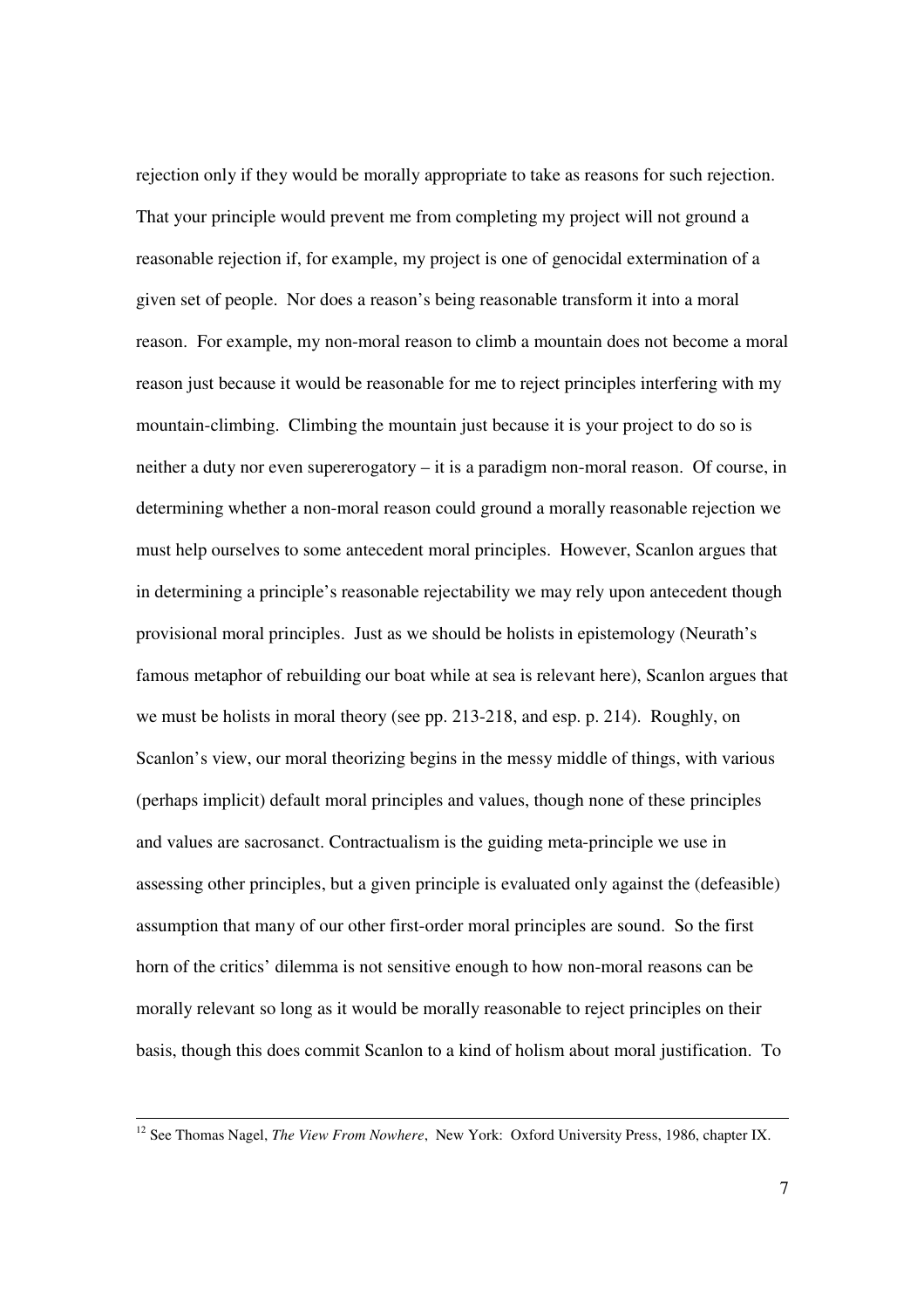rejection only if they would be morally appropriate to take as reasons for such rejection. That your principle would prevent me from completing my project will not ground a reasonable rejection if, for example, my project is one of genocidal extermination of a given set of people. Nor does a reason's being reasonable transform it into a moral reason. For example, my non-moral reason to climb a mountain does not become a moral reason just because it would be reasonable for me to reject principles interfering with my mountain-climbing. Climbing the mountain just because it is your project to do so is neither a duty nor even supererogatory – it is a paradigm non-moral reason. Of course, in determining whether a non-moral reason could ground a morally reasonable rejection we must help ourselves to some antecedent moral principles. However, Scanlon argues that in determining a principle's reasonable rejectability we may rely upon antecedent though provisional moral principles. Just as we should be holists in epistemology (Neurath's famous metaphor of rebuilding our boat while at sea is relevant here), Scanlon argues that we must be holists in moral theory (see pp. 213-218, and esp. p. 214). Roughly, on Scanlon's view, our moral theorizing begins in the messy middle of things, with various (perhaps implicit) default moral principles and values, though none of these principles and values are sacrosanct. Contractualism is the guiding meta-principle we use in assessing other principles, but a given principle is evaluated only against the (defeasible) assumption that many of our other first-order moral principles are sound. So the first horn of the critics' dilemma is not sensitive enough to how non-moral reasons can be morally relevant so long as it would be morally reasonable to reject principles on their basis, though this does commit Scanlon to a kind of holism about moral justification. To

[12] See Thomas Nagel, *The View From Nowhere*, New York: Oxford University Press, 1986, chapter IX.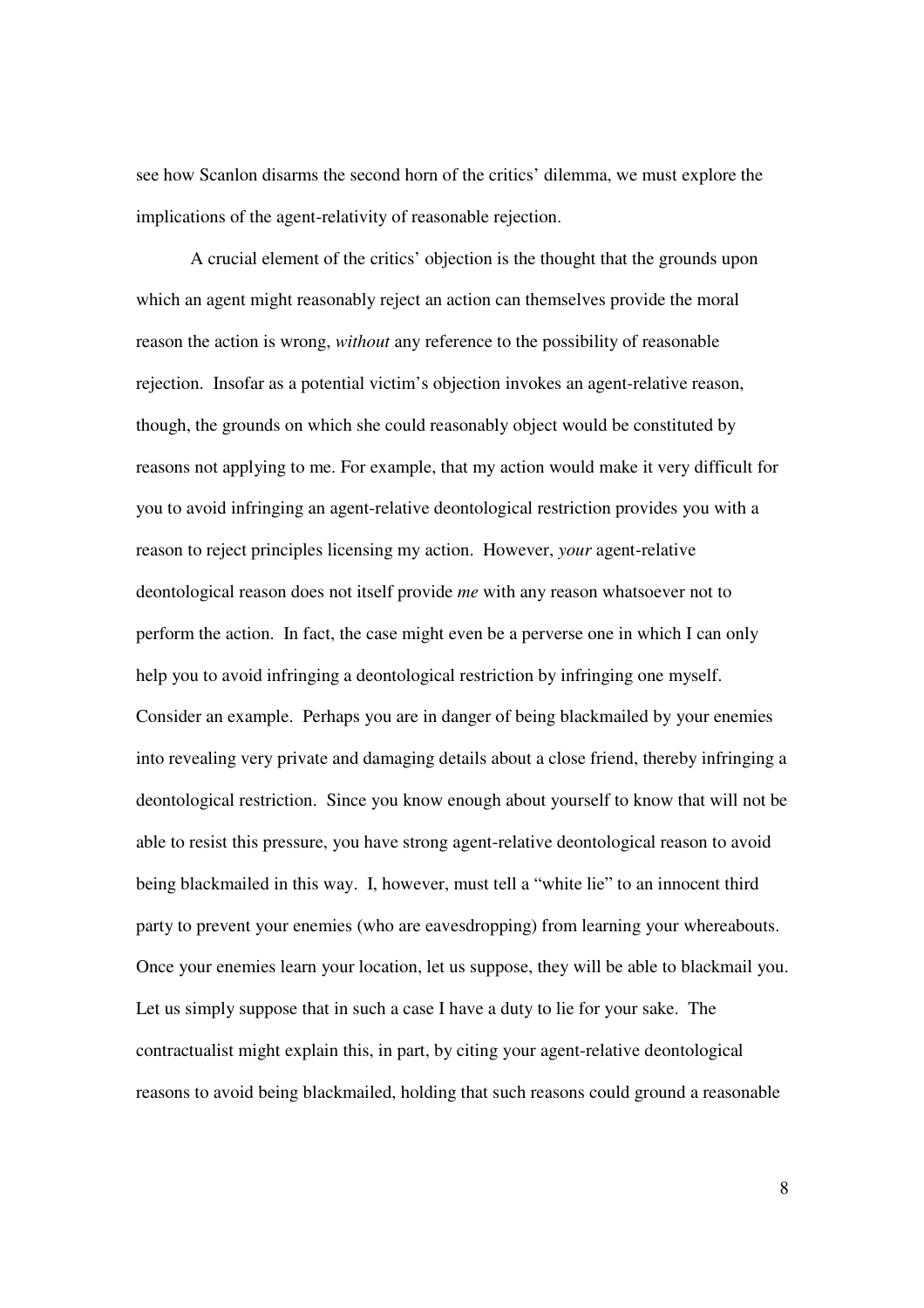see how Scanlon disarms the second horn of the critics' dilemma, we must explore the implications of the agent-relativity of reasonable rejection.

A crucial element of the critics' objection is the thought that the grounds upon which an agent might reasonably reject an action can themselves provide the moral reason the action is wrong, *without* any reference to the possibility of reasonable rejection. Insofar as a potential victim's objection invokes an agent-relative reason, though, the grounds on which she could reasonably object would be constituted by reasons not applying to me. For example, that my action would make it very difficult for you to avoid infringing an agent-relative deontological restriction provides you with a reason to reject principles licensing my action. However, *your* agent-relative deontological reason does not itself provide *me* with any reason whatsoever not to perform the action. In fact, the case might even be a perverse one in which I can only help you to avoid infringing a deontological restriction by infringing one myself. Consider an example. Perhaps you are in danger of being blackmailed by your enemies into revealing very private and damaging details about a close friend, thereby infringing a deontological restriction. Since you know enough about yourself to know that will not be able to resist this pressure, you have strong agent-relative deontological reason to avoid being blackmailed in this way. I, however, must tell a "white lie" to an innocent third party to prevent your enemies (who are eavesdropping) from learning your whereabouts. Once your enemies learn your location, let us suppose, they will be able to blackmail you. Let us simply suppose that in such a case I have a duty to lie for your sake. The contractualist might explain this, in part, by citing your agent-relative deontological reasons to avoid being blackmailed, holding that such reasons could ground a reasonable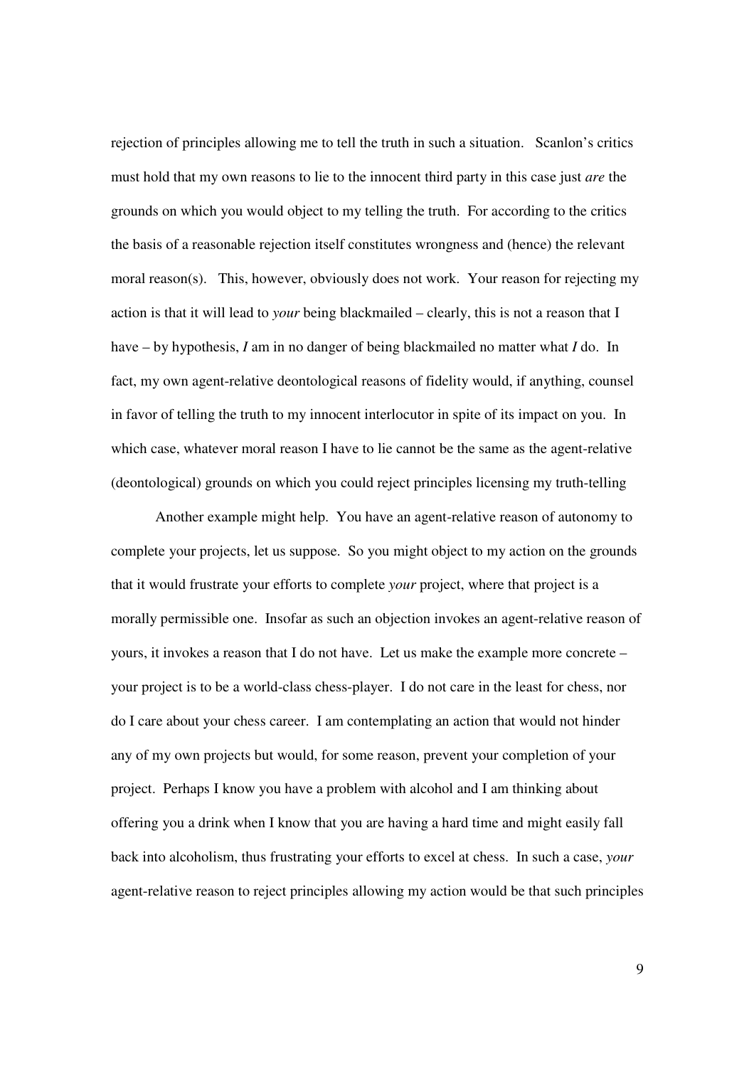rejection of principles allowing me to tell the truth in such a situation. Scanlon's critics must hold that my own reasons to lie to the innocent third party in this case just *are* the grounds on which you would object to my telling the truth. For according to the critics the basis of a reasonable rejection itself constitutes wrongness and (hence) the relevant moral reason(s). This, however, obviously does not work. Your reason for rejecting my action is that it will lead to *your* being blackmailed – clearly, this is not a reason that I have – by hypothesis, *I* am in no danger of being blackmailed no matter what *I* do. In fact, my own agent-relative deontological reasons of fidelity would, if anything, counsel in favor of telling the truth to my innocent interlocutor in spite of its impact on you. In which case, whatever moral reason I have to lie cannot be the same as the agent-relative (deontological) grounds on which you could reject principles licensing my truth-telling

Another example might help. You have an agent-relative reason of autonomy to complete your projects, let us suppose. So you might object to my action on the grounds that it would frustrate your efforts to complete *your* project, where that project is a morally permissible one. Insofar as such an objection invokes an agent-relative reason of yours, it invokes a reason that I do not have. Let us make the example more concrete – your project is to be a world-class chess-player. I do not care in the least for chess, nor do I care about your chess career. I am contemplating an action that would not hinder any of my own projects but would, for some reason, prevent your completion of your project. Perhaps I know you have a problem with alcohol and I am thinking about offering you a drink when I know that you are having a hard time and might easily fall back into alcoholism, thus frustrating your efforts to excel at chess. In such a case, *your* agent-relative reason to reject principles allowing my action would be that such principles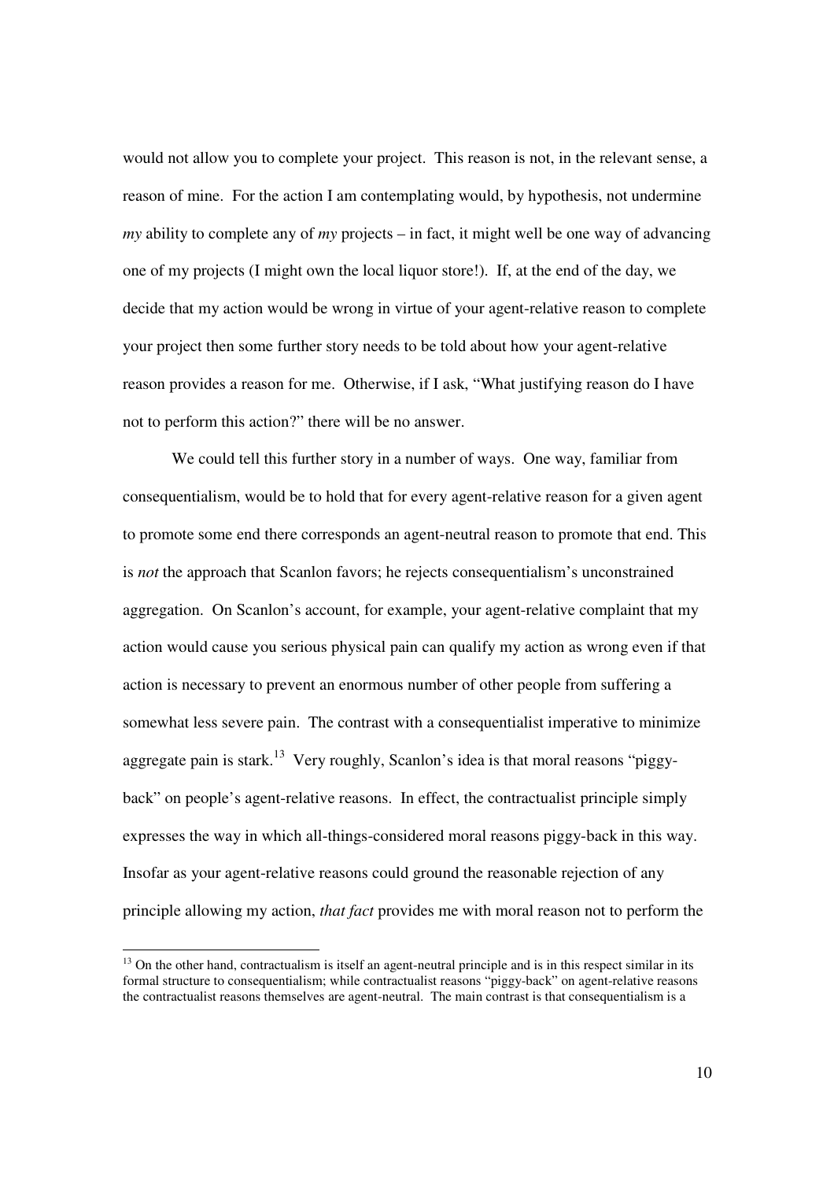would not allow you to complete your project. This reason is not, in the relevant sense, a reason of mine. For the action I am contemplating would, by hypothesis, not undermine *my* ability to complete any of *my* projects – in fact, it might well be one way of advancing one of my projects (I might own the local liquor store!). If, at the end of the day, we decide that my action would be wrong in virtue of your agent-relative reason to complete your project then some further story needs to be told about how your agent-relative reason provides a reason for me. Otherwise, if I ask, "What justifying reason do I have not to perform this action?" there will be no answer.

We could tell this further story in a number of ways. One way, familiar from consequentialism, would be to hold that for every agent-relative reason for a given agent to promote some end there corresponds an agent-neutral reason to promote that end. This is *not* the approach that Scanlon favors; he rejects consequentialism's unconstrained aggregation. On Scanlon's account, for example, your agent-relative complaint that my action would cause you serious physical pain can qualify my action as wrong even if that action is necessary to prevent an enormous number of other people from suffering a somewhat less severe pain. The contrast with a consequentialist imperative to minimize aggregate pain is stark.[13] Very roughly, Scanlon's idea is that moral reasons "piggy-back" on people's agent-relative reasons. In effect, the contractualist principle simply expresses the way in which all-things-considered moral reasons piggy-back in this way. Insofar as your agent-relative reasons could ground the reasonable rejection of any principle allowing my action, *that fact* provides me with moral reason not to perform the

[13] On the other hand, contractualism is itself an agent-neutral principle and is in this respect similar in its formal structure to consequentialism; while contractualist reasons "piggy-back" on agent-relative reasons the contractualist reasons themselves are agent-neutral. The main contrast is that consequentialism is a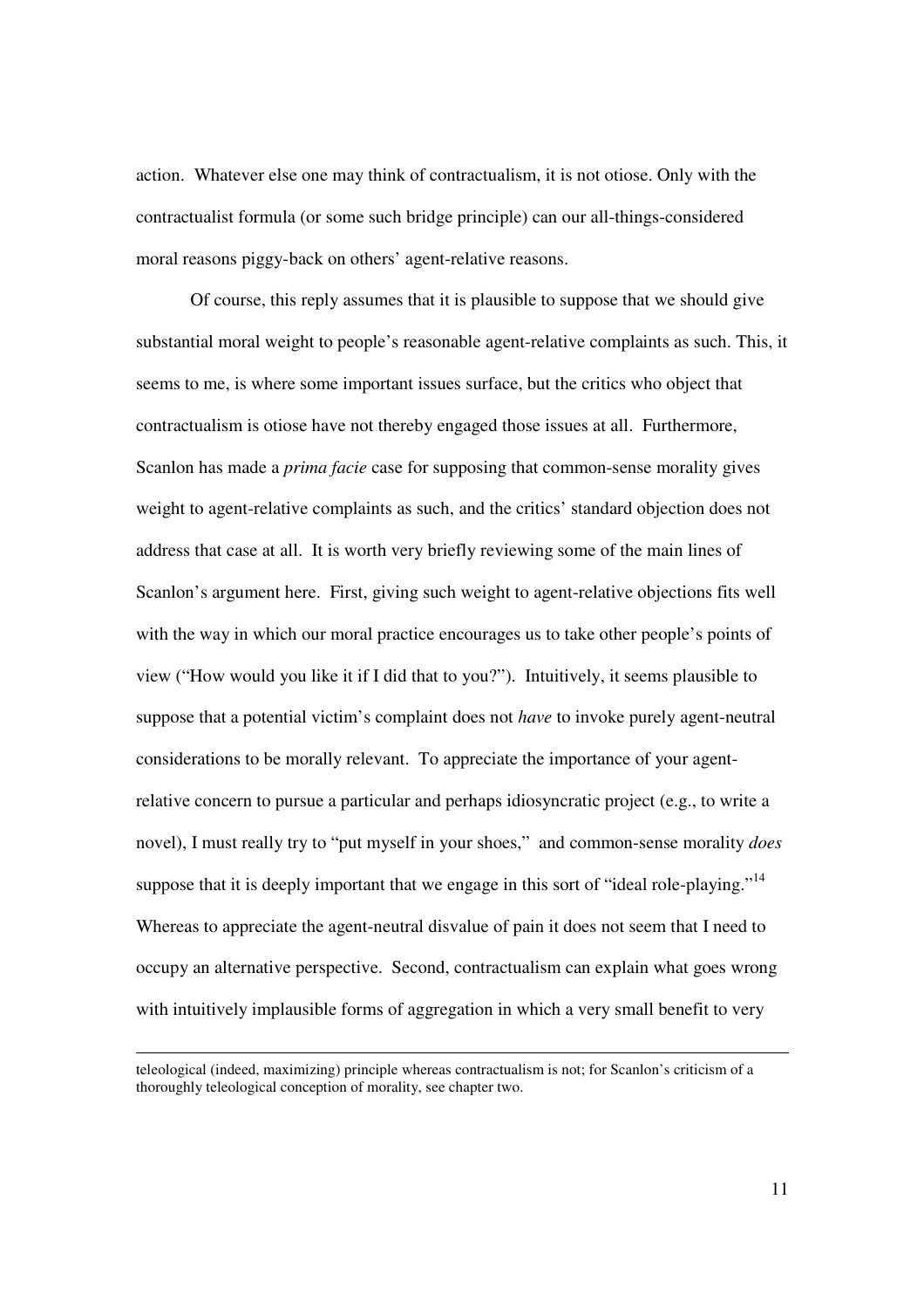action. Whatever else one may think of contractualism, it is not otiose. Only with the contractualist formula (or some such bridge principle) can our all-things-considered moral reasons piggy-back on others' agent-relative reasons.

Of course, this reply assumes that it is plausible to suppose that we should give substantial moral weight to people's reasonable agent-relative complaints as such. This, it seems to me, is where some important issues surface, but the critics who object that contractualism is otiose have not thereby engaged those issues at all. Furthermore, Scanlon has made a *prima facie* case for supposing that common-sense morality gives weight to agent-relative complaints as such, and the critics' standard objection does not address that case at all. It is worth very briefly reviewing some of the main lines of Scanlon's argument here. First, giving such weight to agent-relative objections fits well with the way in which our moral practice encourages us to take other people's points of view ("How would you like it if I did that to you?"). Intuitively, it seems plausible to suppose that a potential victim's complaint does not *have* to invoke purely agent-neutral considerations to be morally relevant. To appreciate the importance of your agent-relative concern to pursue a particular and perhaps idiosyncratic project (e.g., to write a novel), I must really try to "put myself in your shoes," and common-sense morality *does* suppose that it is deeply important that we engage in this sort of "ideal role-playing."[14] Whereas to appreciate the agent-neutral disvalue of pain it does not seem that I need to occupy an alternative perspective. Second, contractualism can explain what goes wrong with intuitively implausible forms of aggregation in which a very small benefit to very

---

teleological (indeed, maximizing) principle whereas contractualism is not; for Scanlon's criticism of a thoroughly teleological conception of morality, see chapter two.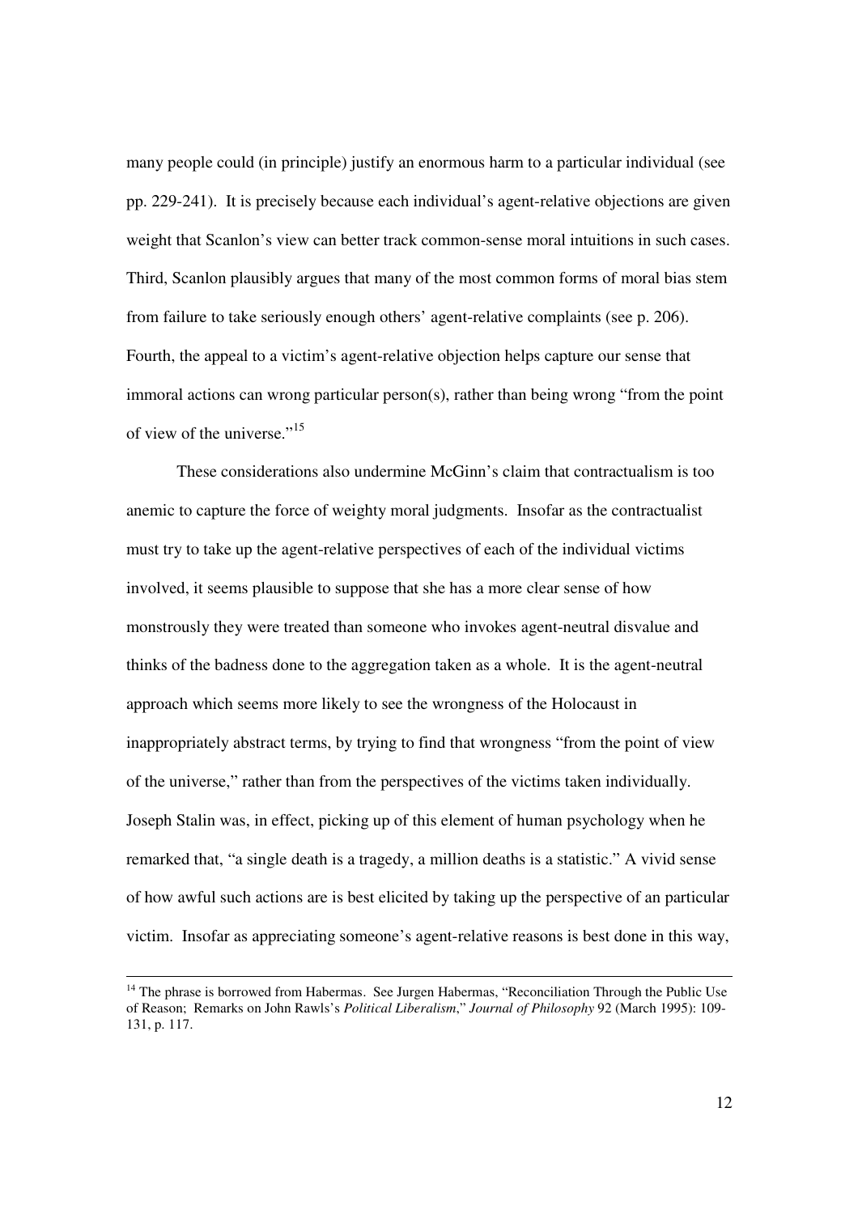many people could (in principle) justify an enormous harm to a particular individual (see pp. 229-241). It is precisely because each individual's agent-relative objections are given weight that Scanlon's view can better track common-sense moral intuitions in such cases. Third, Scanlon plausibly argues that many of the most common forms of moral bias stem from failure to take seriously enough others' agent-relative complaints (see p. 206). Fourth, the appeal to a victim's agent-relative objection helps capture our sense that immoral actions can wrong particular person(s), rather than being wrong "from the point of view of the universe."[15]

These considerations also undermine McGinn's claim that contractualism is too anemic to capture the force of weighty moral judgments. Insofar as the contractualist must try to take up the agent-relative perspectives of each of the individual victims involved, it seems plausible to suppose that she has a more clear sense of how monstrously they were treated than someone who invokes agent-neutral disvalue and thinks of the badness done to the aggregation taken as a whole. It is the agent-neutral approach which seems more likely to see the wrongness of the Holocaust in inappropriately abstract terms, by trying to find that wrongness "from the point of view of the universe," rather than from the perspectives of the victims taken individually. Joseph Stalin was, in effect, picking up of this element of human psychology when he remarked that, "a single death is a tragedy, a million deaths is a statistic." A vivid sense of how awful such actions are is best elicited by taking up the perspective of an particular victim. Insofar as appreciating someone's agent-relative reasons is best done in this way,

[14] The phrase is borrowed from Habermas. See Jurgen Habermas, "Reconciliation Through the Public Use of Reason; Remarks on John Rawls's *Political Liberalism*," *Journal of Philosophy* 92 (March 1995): 109-131, p. 117.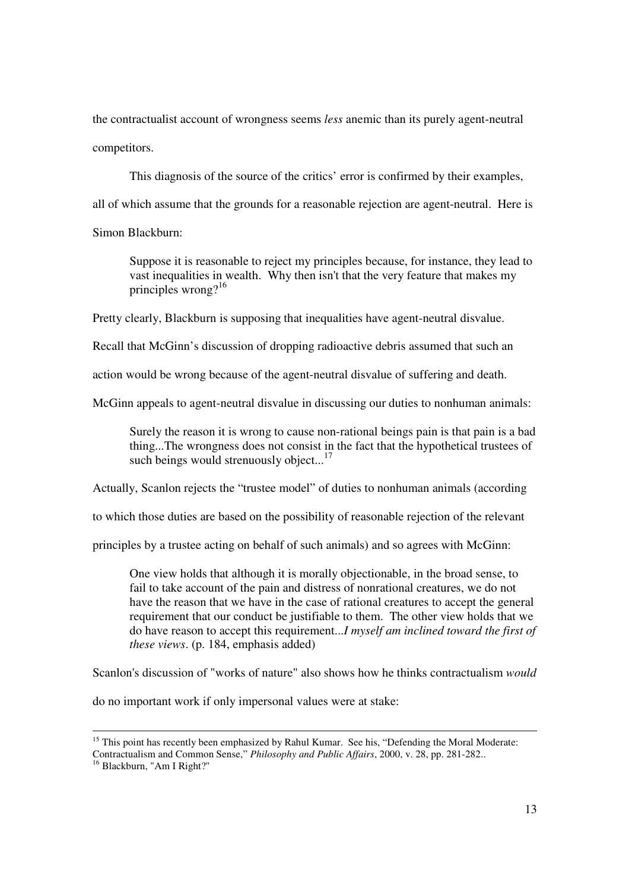the contractualist account of wrongness seems *less* anemic than its purely agent-neutral competitors.

This diagnosis of the source of the critics' error is confirmed by their examples, all of which assume that the grounds for a reasonable rejection are agent-neutral. Here is Simon Blackburn:

> Suppose it is reasonable to reject my principles because, for instance, they lead to vast inequalities in wealth. Why then isn't that the very feature that makes my principles wrong?[16]

Pretty clearly, Blackburn is supposing that inequalities have agent-neutral disvalue. Recall that McGinn's discussion of dropping radioactive debris assumed that such an action would be wrong because of the agent-neutral disvalue of suffering and death. McGinn appeals to agent-neutral disvalue in discussing our duties to nonhuman animals:

> Surely the reason it is wrong to cause non-rational beings pain is that pain is a bad thing...The wrongness does not consist in the fact that the hypothetical trustees of such beings would strenuously object...[17]

Actually, Scanlon rejects the "trustee model" of duties to nonhuman animals (according to which those duties are based on the possibility of reasonable rejection of the relevant principles by a trustee acting on behalf of such animals) and so agrees with McGinn:

> One view holds that although it is morally objectionable, in the broad sense, to fail to take account of the pain and distress of nonrational creatures, we do not have the reason that we have in the case of rational creatures to accept the general requirement that our conduct be justifiable to them. The other view holds that we do have reason to accept this requirement...*I myself am inclined toward the first of these views*. (p. 184, emphasis added)

Scanlon's discussion of "works of nature" also shows how he thinks contractualism *would* do no important work if only impersonal values were at stake:

---

[15] This point has recently been emphasized by Rahul Kumar. See his, "Defending the Moral Moderate: Contractualism and Common Sense," *Philosophy and Public Affairs*, 2000, v. 28, pp. 281-282..

[16] Blackburn, "Am I Right?"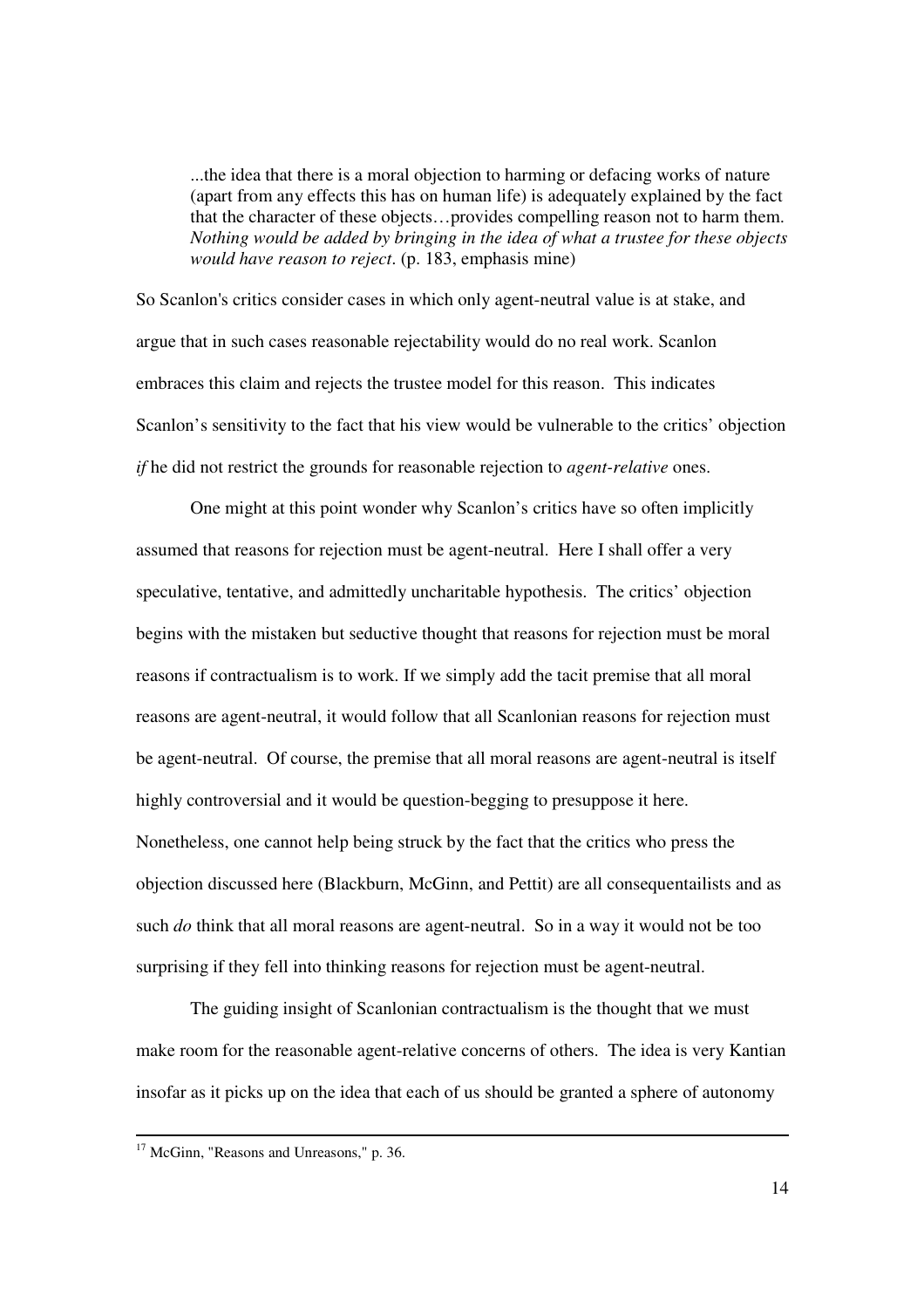> ...the idea that there is a moral objection to harming or defacing works of nature (apart from any effects this has on human life) is adequately explained by the fact that the character of these objects…provides compelling reason not to harm them. *Nothing would be added by bringing in the idea of what a trustee for these objects would have reason to reject*. (p. 183, emphasis mine)

So Scanlon's critics consider cases in which only agent-neutral value is at stake, and argue that in such cases reasonable rejectability would do no real work. Scanlon embraces this claim and rejects the trustee model for this reason. This indicates Scanlon's sensitivity to the fact that his view would be vulnerable to the critics' objection *if* he did not restrict the grounds for reasonable rejection to *agent-relative* ones.

One might at this point wonder why Scanlon's critics have so often implicitly assumed that reasons for rejection must be agent-neutral. Here I shall offer a very speculative, tentative, and admittedly uncharitable hypothesis. The critics' objection begins with the mistaken but seductive thought that reasons for rejection must be moral reasons if contractualism is to work. If we simply add the tacit premise that all moral reasons are agent-neutral, it would follow that all Scanlonian reasons for rejection must be agent-neutral. Of course, the premise that all moral reasons are agent-neutral is itself highly controversial and it would be question-begging to presuppose it here. Nonetheless, one cannot help being struck by the fact that the critics who press the objection discussed here (Blackburn, McGinn, and Pettit) are all consequentailists and as such *do* think that all moral reasons are agent-neutral. So in a way it would not be too surprising if they fell into thinking reasons for rejection must be agent-neutral.

The guiding insight of Scanlonian contractualism is the thought that we must make room for the reasonable agent-relative concerns of others. The idea is very Kantian insofar as it picks up on the idea that each of us should be granted a sphere of autonomy

[17] McGinn, "Reasons and Unreasons," p. 36.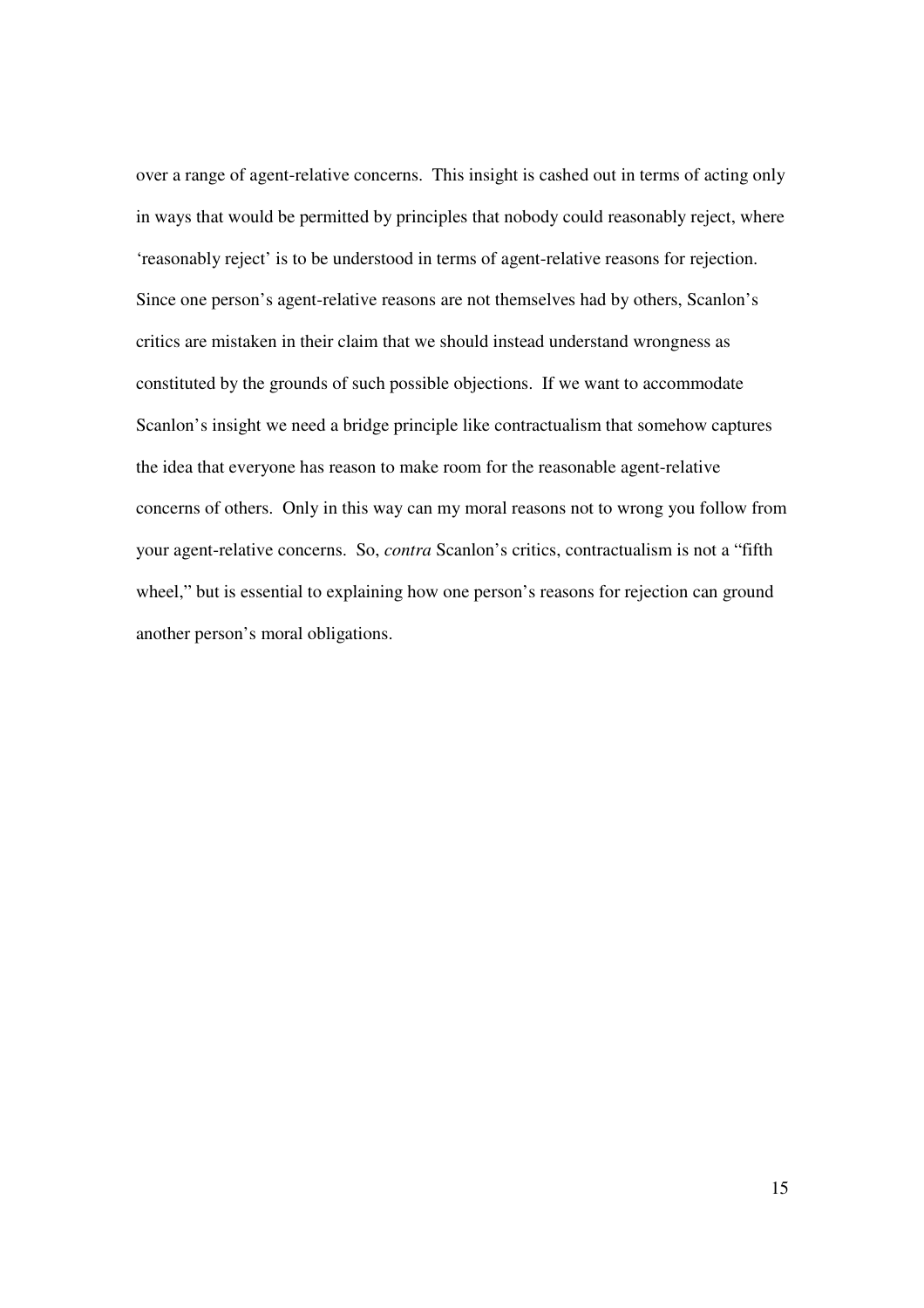over a range of agent-relative concerns. This insight is cashed out in terms of acting only in ways that would be permitted by principles that nobody could reasonably reject, where 'reasonably reject' is to be understood in terms of agent-relative reasons for rejection. Since one person's agent-relative reasons are not themselves had by others, Scanlon's critics are mistaken in their claim that we should instead understand wrongness as constituted by the grounds of such possible objections. If we want to accommodate Scanlon's insight we need a bridge principle like contractualism that somehow captures the idea that everyone has reason to make room for the reasonable agent-relative concerns of others. Only in this way can my moral reasons not to wrong you follow from your agent-relative concerns. So, *contra* Scanlon's critics, contractualism is not a "fifth wheel," but is essential to explaining how one person's reasons for rejection can ground another person's moral obligations.